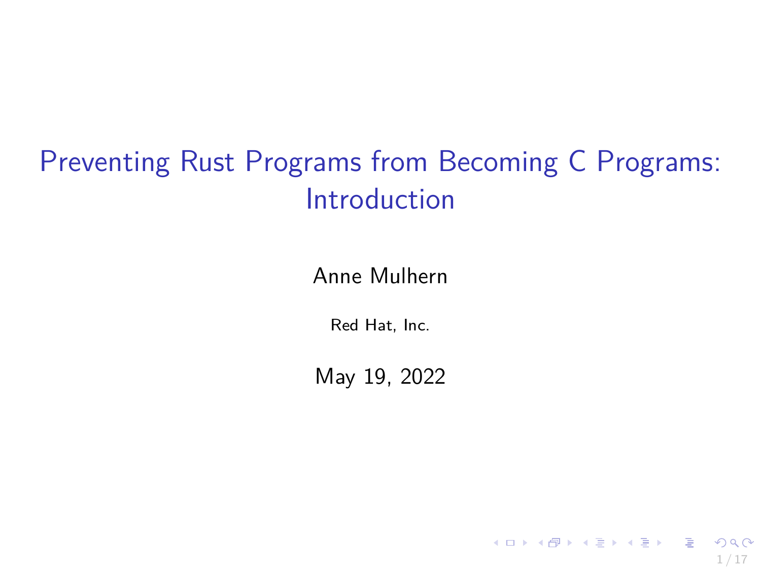# Preventing Rust Programs from Becoming C Programs: Introduction

Anne Mulhern

Red Hat, Inc.

May 19, 2022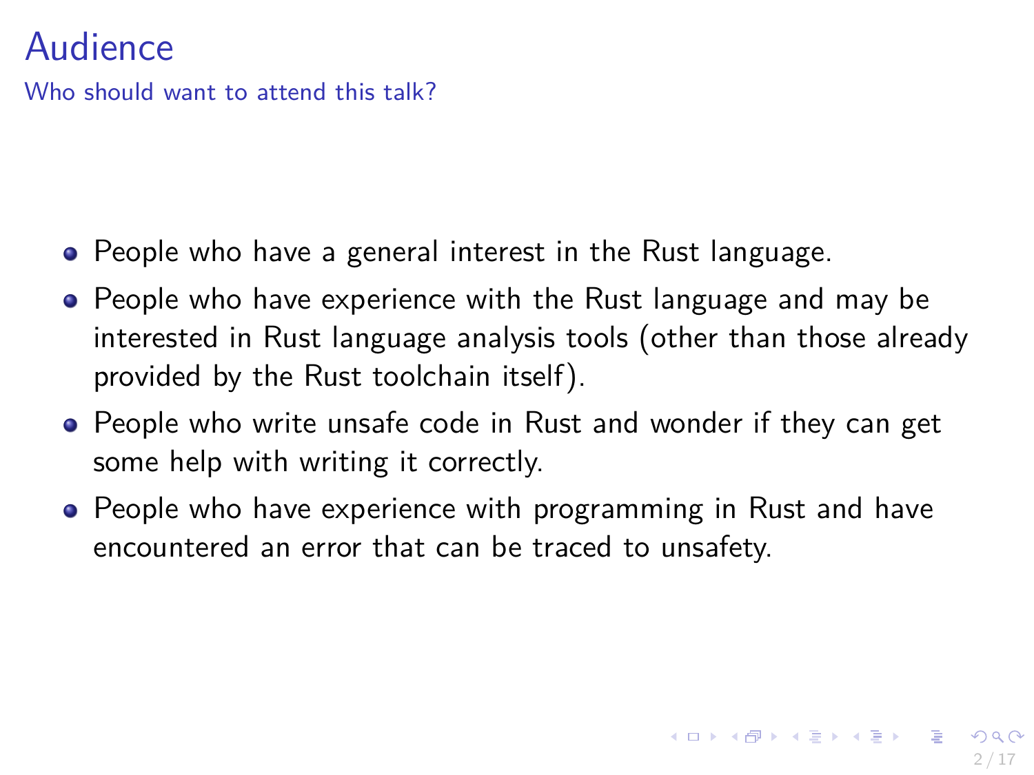# Audience

Who should want to attend this talk?

- People who have a general interest in the Rust language.
- People who have experience with the Rust language and may be interested in Rust language analysis tools (other than those already provided by the Rust toolchain itself).
- People who write unsafe code in Rust and wonder if they can get some help with writing it correctly.
- People who have experience with programming in Rust and have encountered an error that can be traced to unsafety.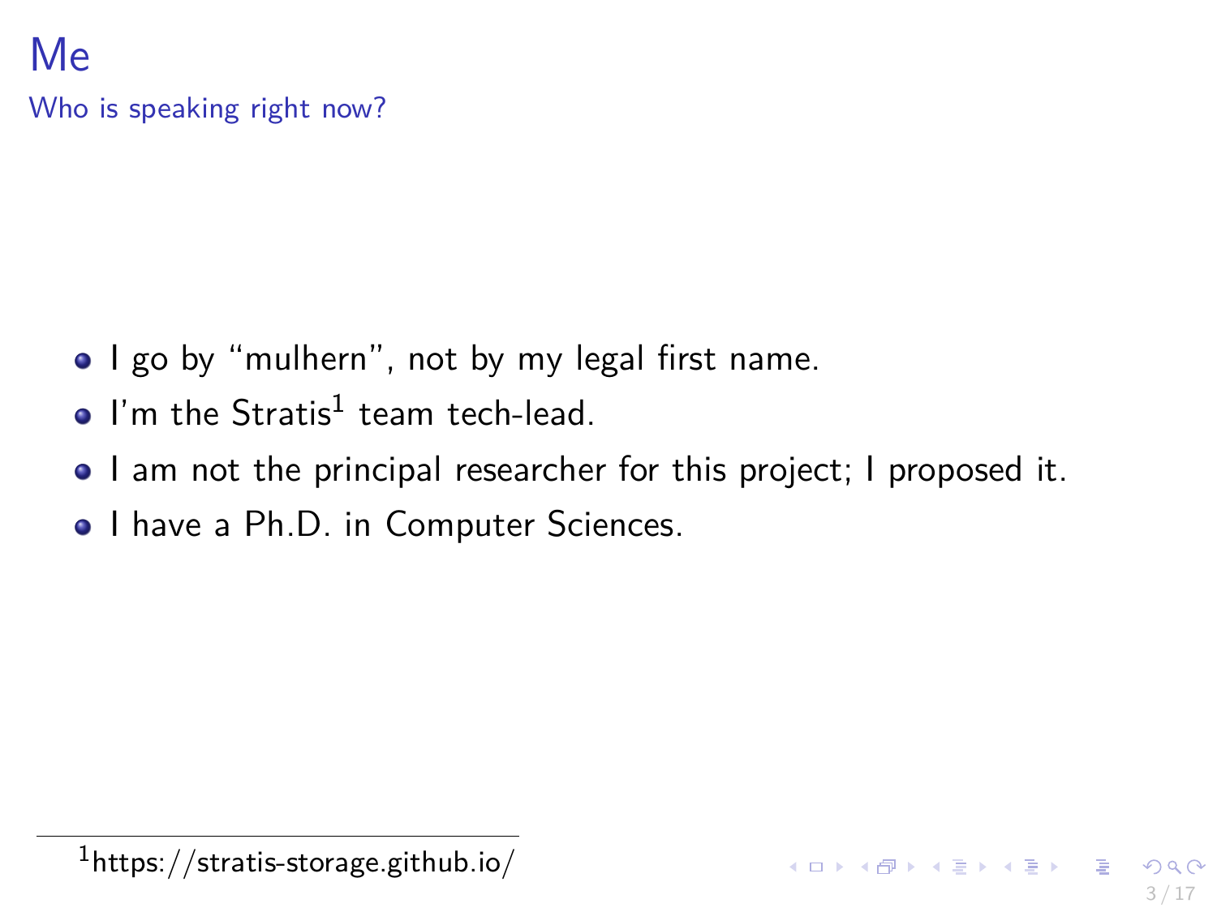# Me

## Who is speaking right now?

- I go by “mulhern”, not by my legal first name.
- I'm the Stratis[1] team tech-lead.
- I am not the principal researcher for this project; I proposed it.
- I have a Ph.D. in Computer Sciences.

[1] https://stratis-storage.github.io/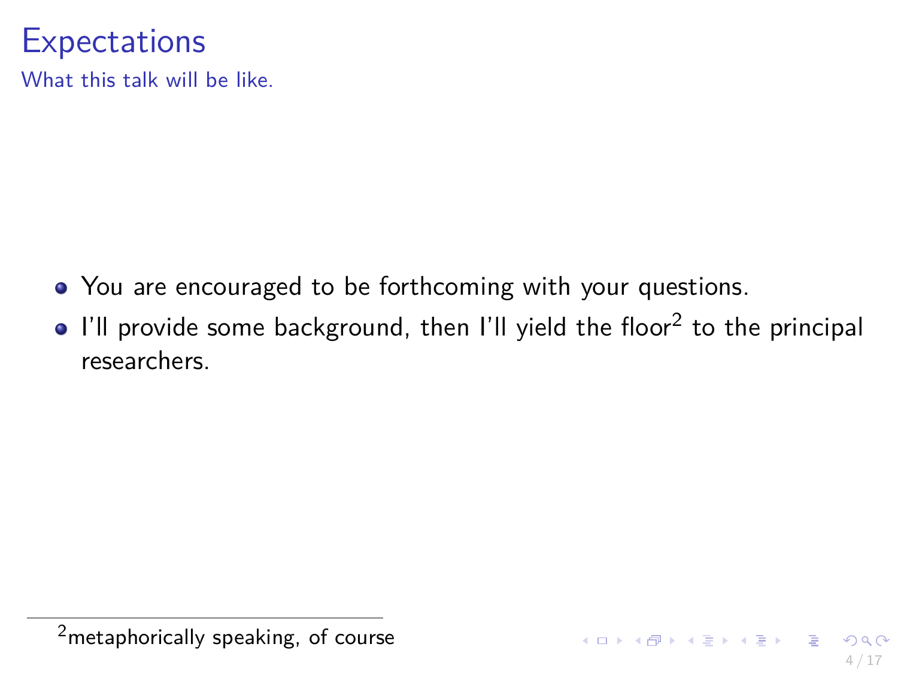# Expectations

What this talk will be like.

- You are encouraged to be forthcoming with your questions.
- I'll provide some background, then I'll yield the floor[2] to the principal researchers.

[2] metaphorically speaking, of course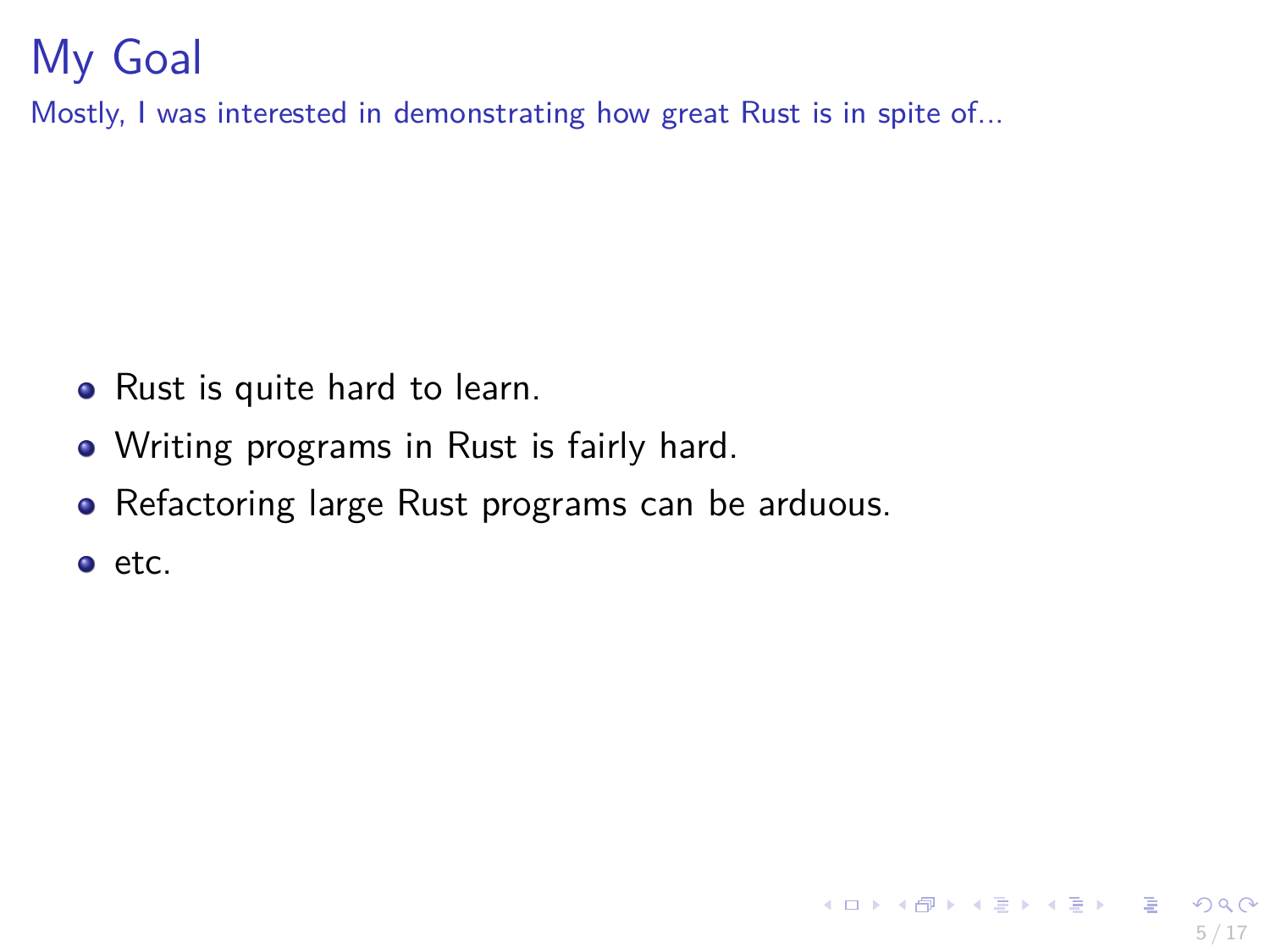# My Goal

Mostly, I was interested in demonstrating how great Rust is in spite of...

- Rust is quite hard to learn.
- Writing programs in Rust is fairly hard.
- Refactoring large Rust programs can be arduous.
- etc.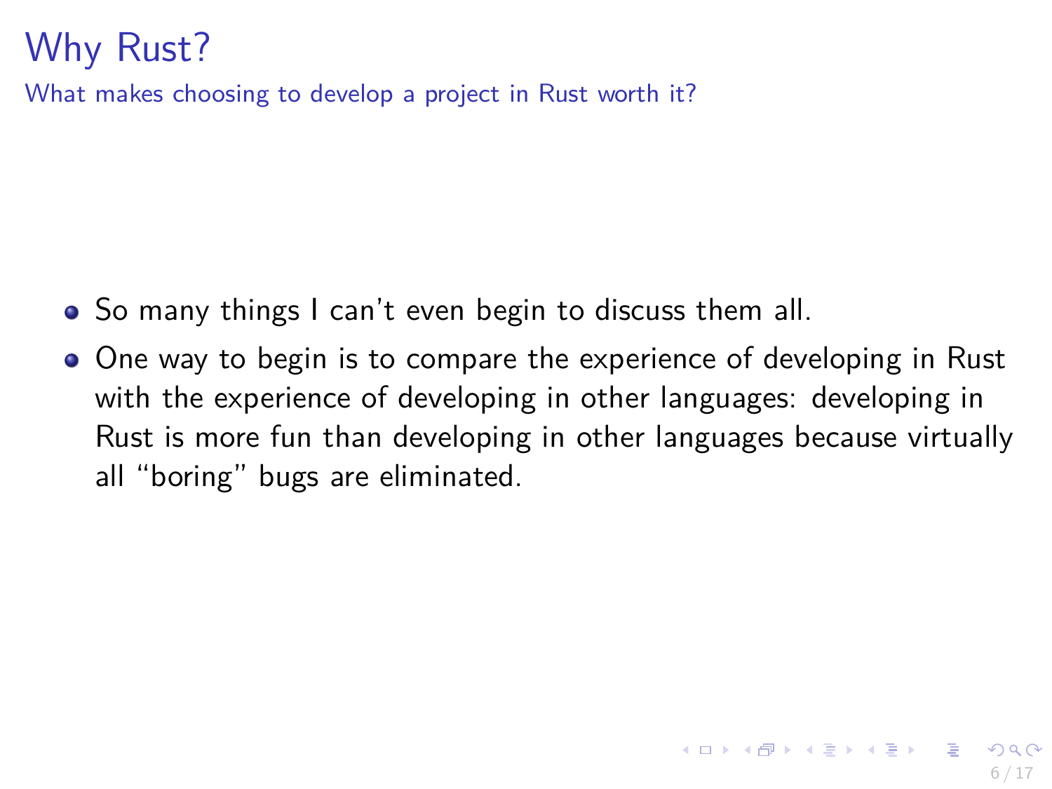# Why Rust?

## What makes choosing to develop a project in Rust worth it?

- So many things I can't even begin to discuss them all.
- One way to begin is to compare the experience of developing in Rust with the experience of developing in other languages: developing in Rust is more fun than developing in other languages because virtually all "boring" bugs are eliminated.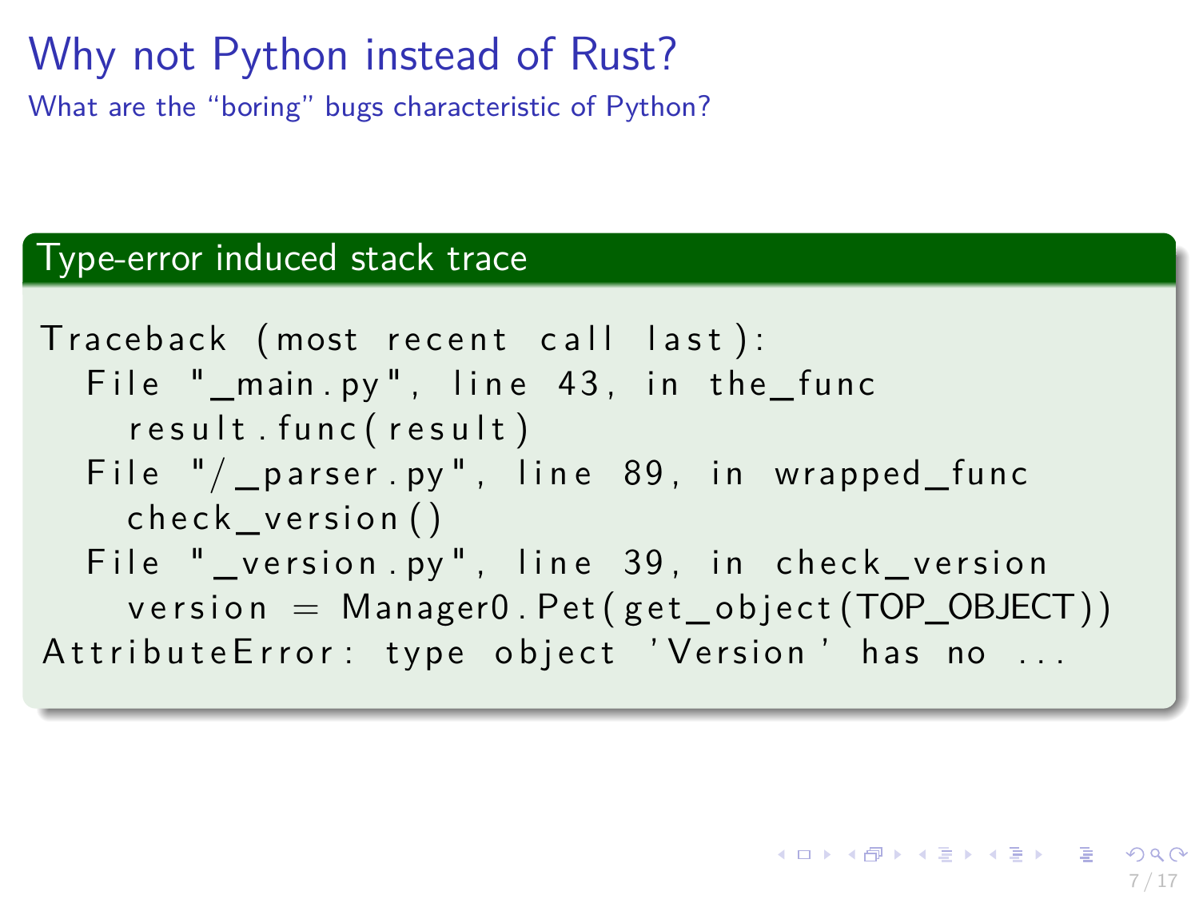# Why not Python instead of Rust?

What are the "boring" bugs characteristic of Python?

### Type-error induced stack trace

```
Traceback (most recent call last):
  File "_main.py", line 43, in the_func
    result.func(result)
  File "/_parser.py", line 89, in wrapped_func
    check_version()
  File "_version.py", line 39, in check_version
    version = Manager0.Pet(get_object(TOP_OBJECT))
AttributeError: type object 'Version' has no ...
```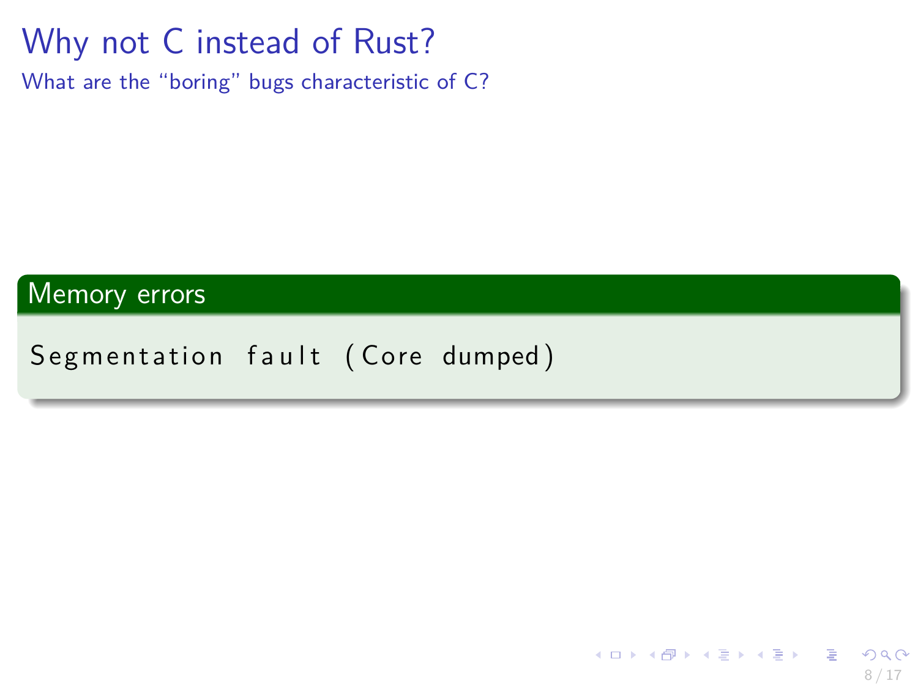# Why not C instead of Rust?

What are the "boring" bugs characteristic of C?

### Memory errors

```
Segmentation fault (Core dumped)
```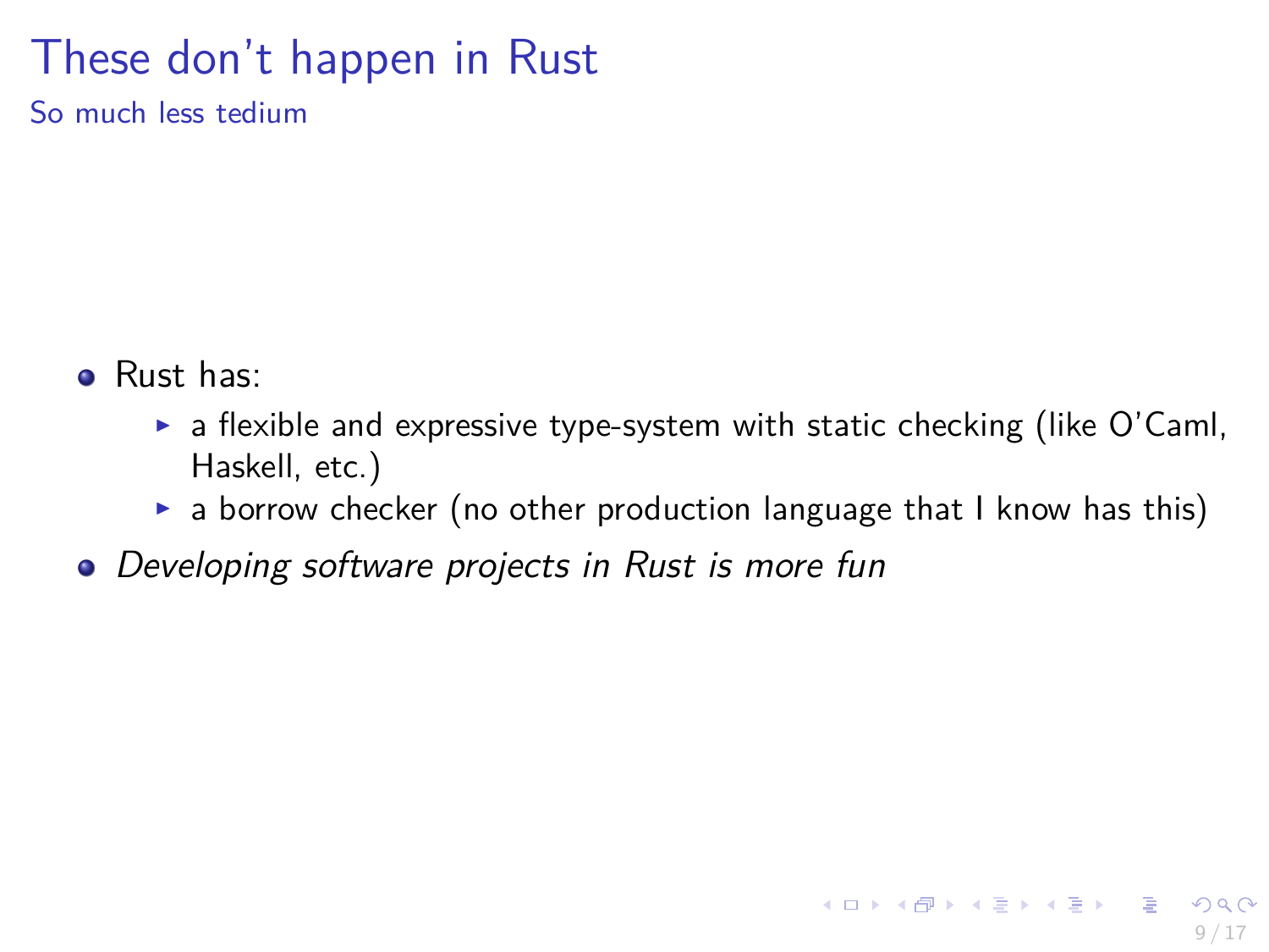# These don't happen in Rust

## So much less tedium

- Rust has:
  - a flexible and expressive type-system with static checking (like O'Caml, Haskell, etc.)
  - a borrow checker (no other production language that I know has this)
- *Developing software projects in Rust is more fun*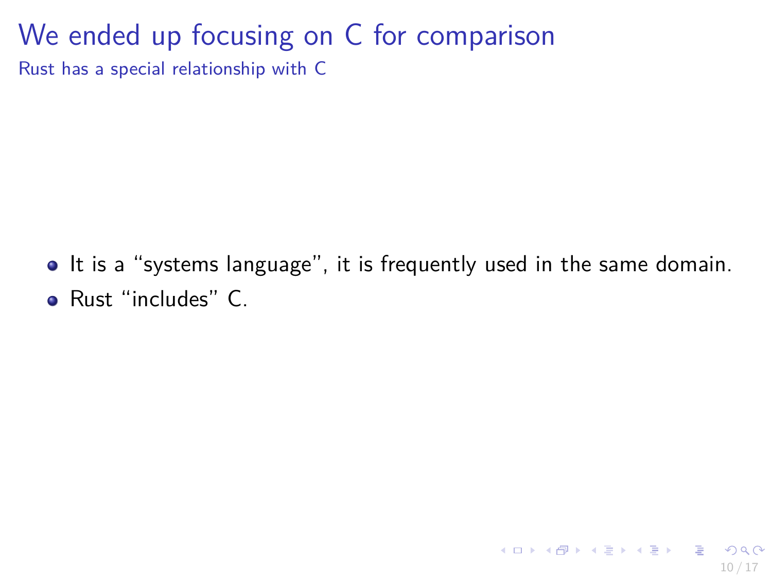# We ended up focusing on C for comparison

Rust has a special relationship with C

- It is a “systems language”, it is frequently used in the same domain.
- Rust “includes” C.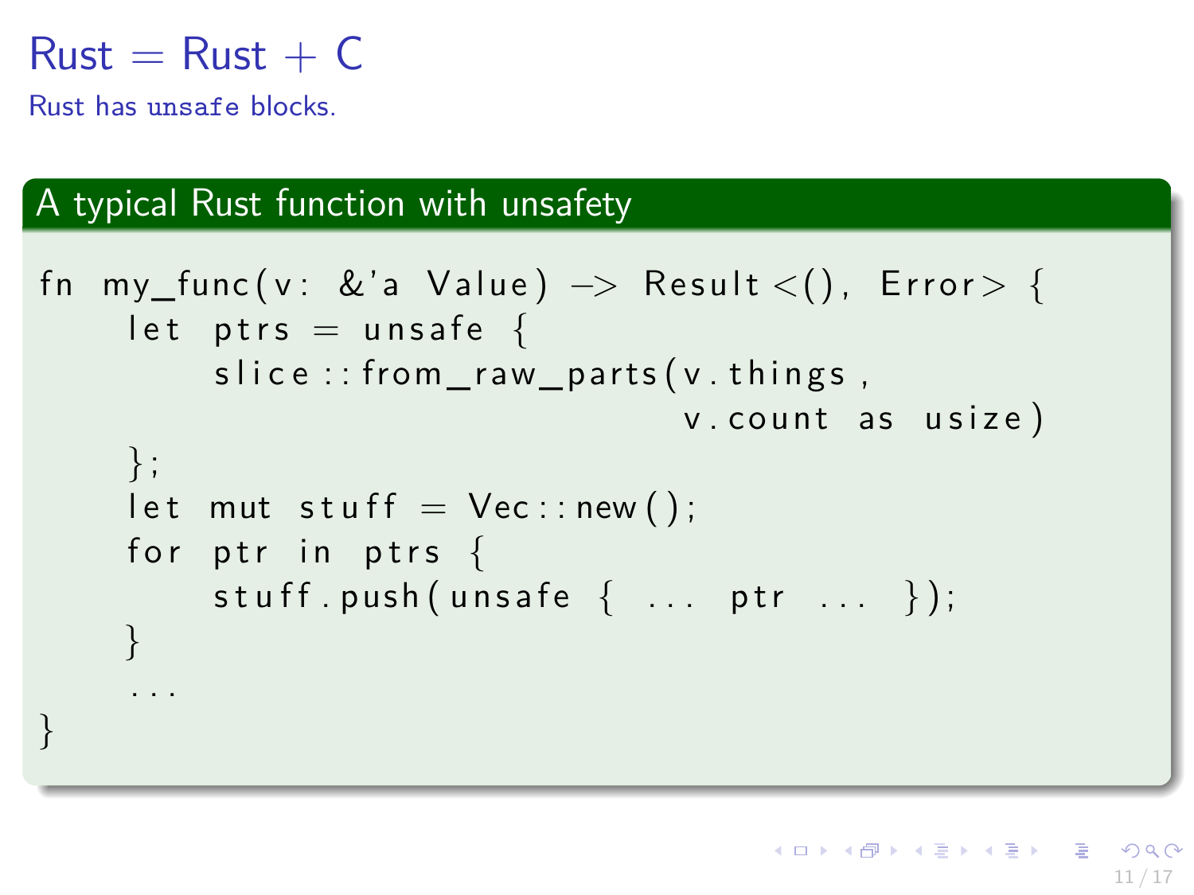# Rust = Rust + C

Rust has `unsafe` blocks.

### A typical Rust function with unsafety

```
fn my_func(v: &'a Value) -> Result<(), Error> {
    let ptrs = unsafe {
        slice::from_raw_parts(v.things,
                              v.count as usize)
    };
    let mut stuff = Vec::new();
    for ptr in ptrs {
        stuff.push(unsafe { ... ptr ... });
    }
    ...
}
```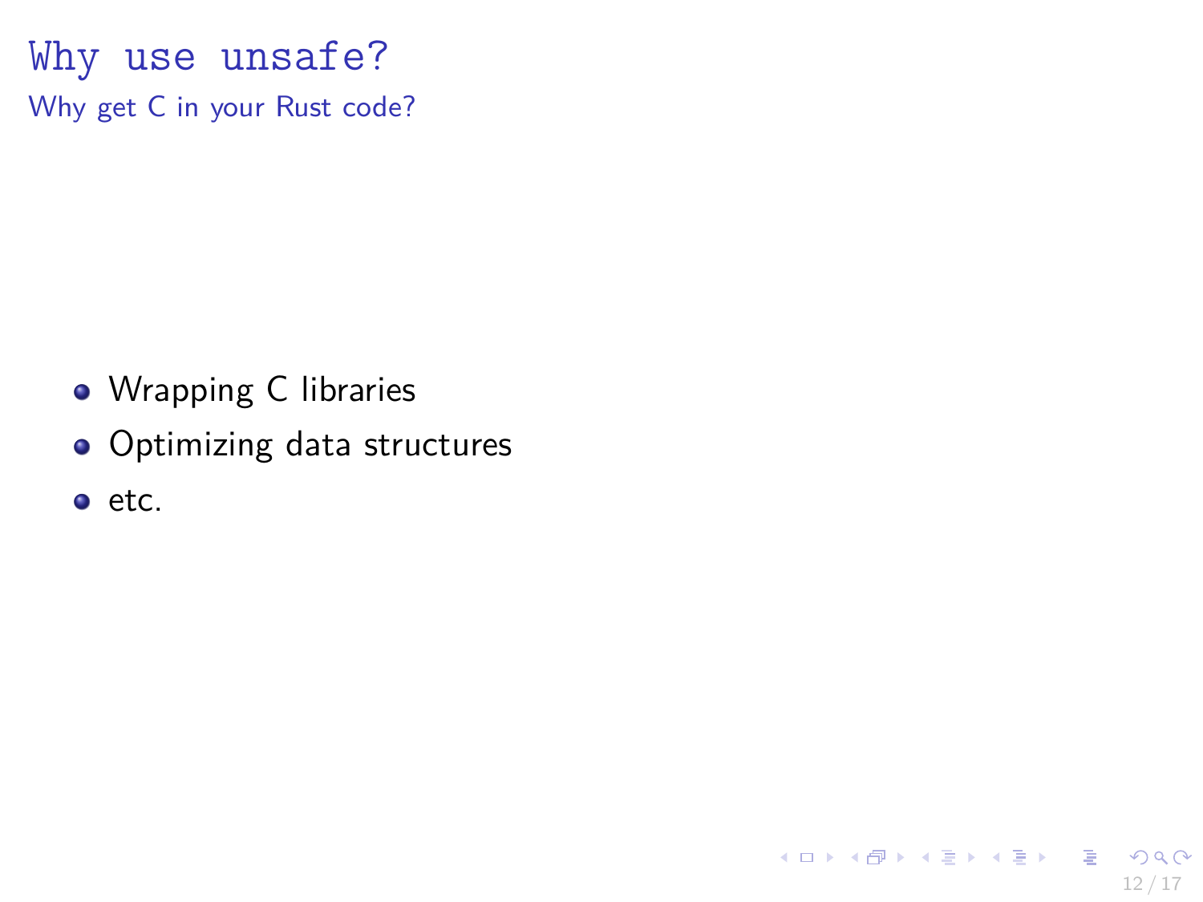# Why use unsafe?

## Why get C in your Rust code?

- Wrapping C libraries
- Optimizing data structures
- etc.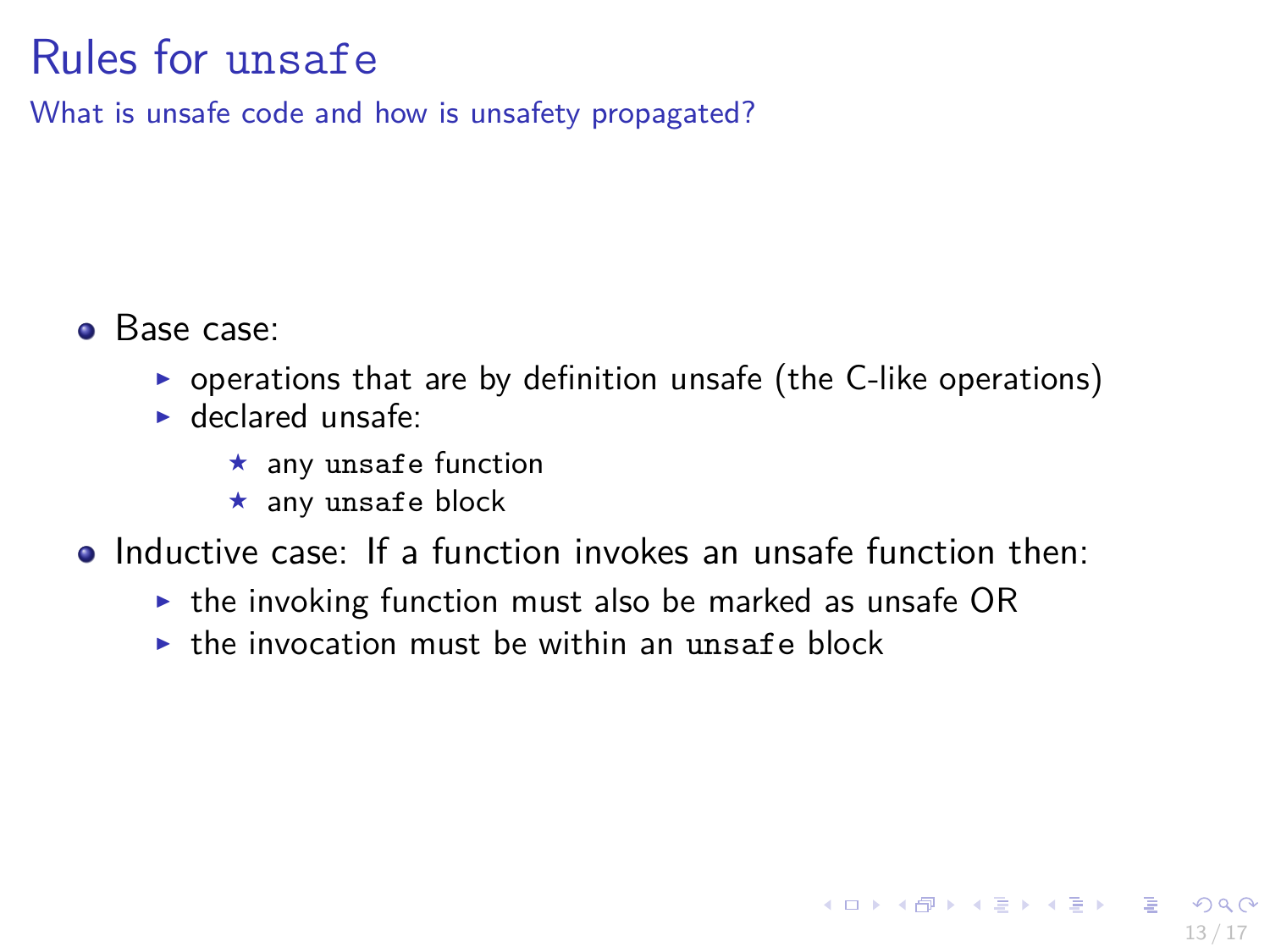# Rules for `unsafe`

What is unsafe code and how is unsafety propagated?

- Base case:
  - operations that are by definition unsafe (the C-like operations)
  - declared unsafe:
    - any `unsafe` function
    - any `unsafe` block
- Inductive case: If a function invokes an unsafe function then:
  - the invoking function must also be marked as unsafe OR
  - the invocation must be within an `unsafe` block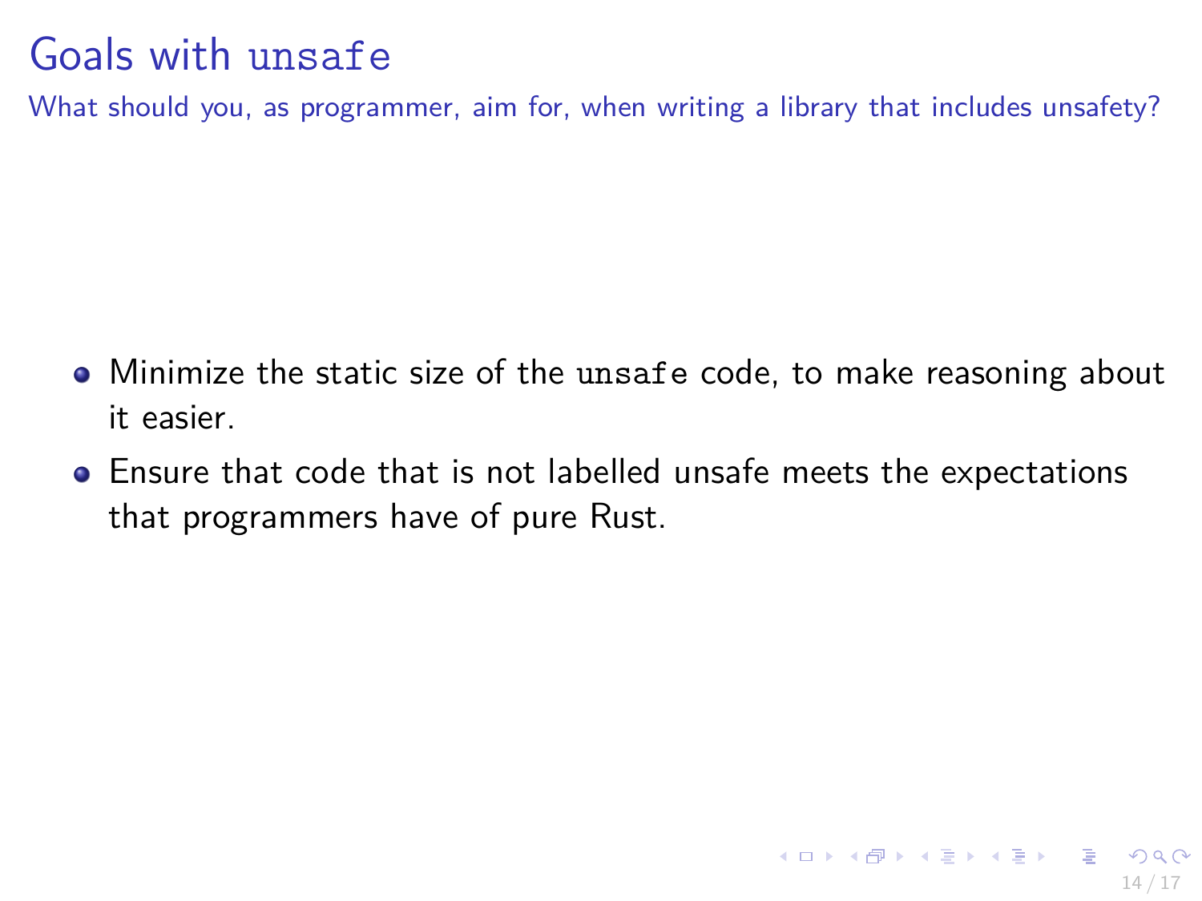# Goals with `unsafe`

What should you, as programmer, aim for, when writing a library that includes unsafety?

- Minimize the static size of the `unsafe` code, to make reasoning about it easier.
- Ensure that code that is not labelled unsafe meets the expectations that programmers have of pure Rust.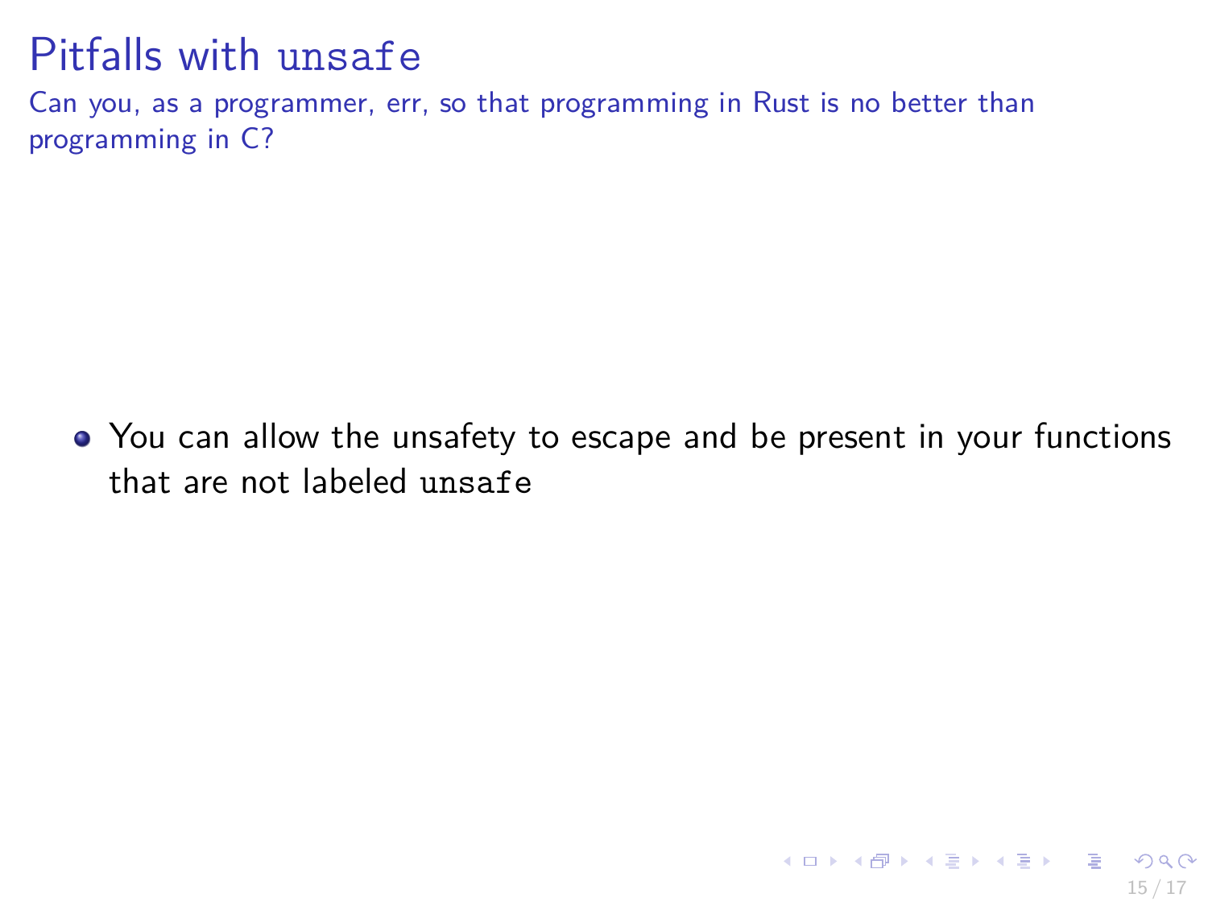# Pitfalls with `unsafe`

Can you, as a programmer, err, so that programming in Rust is no better than programming in C?

- You can allow the unsafety to escape and be present in your functions that are not labeled `unsafe`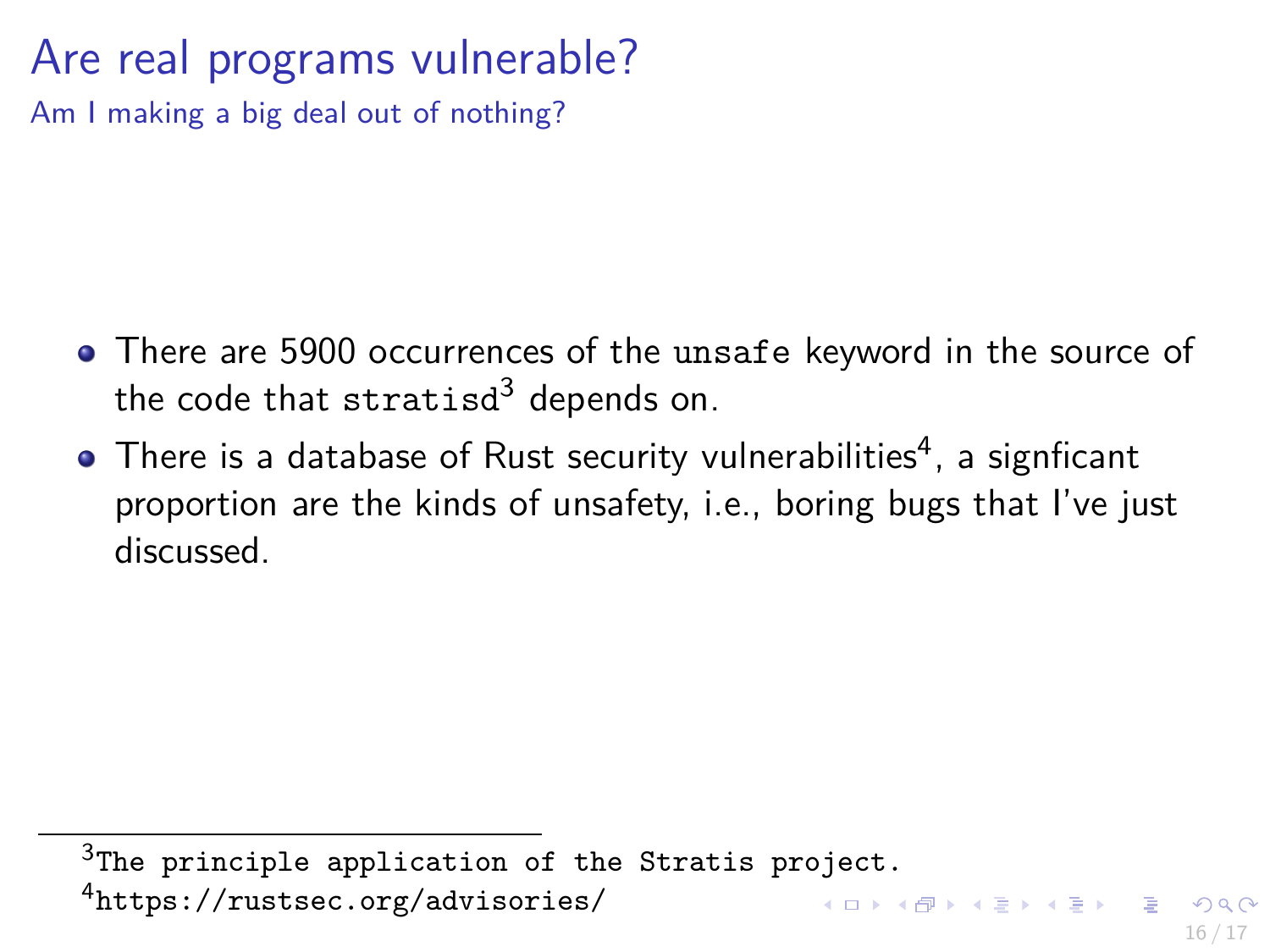# Are real programs vulnerable?

## Am I making a big deal out of nothing?

- There are 5900 occurrences of the `unsafe` keyword in the source of the code that `stratisd`[3] depends on.
- There is a database of Rust security vulnerabilities[4], a signficant proportion are the kinds of unsafety, i.e., boring bugs that I've just discussed.

---

[3] The principle application of the Stratis project.

[4] https://rustsec.org/advisories/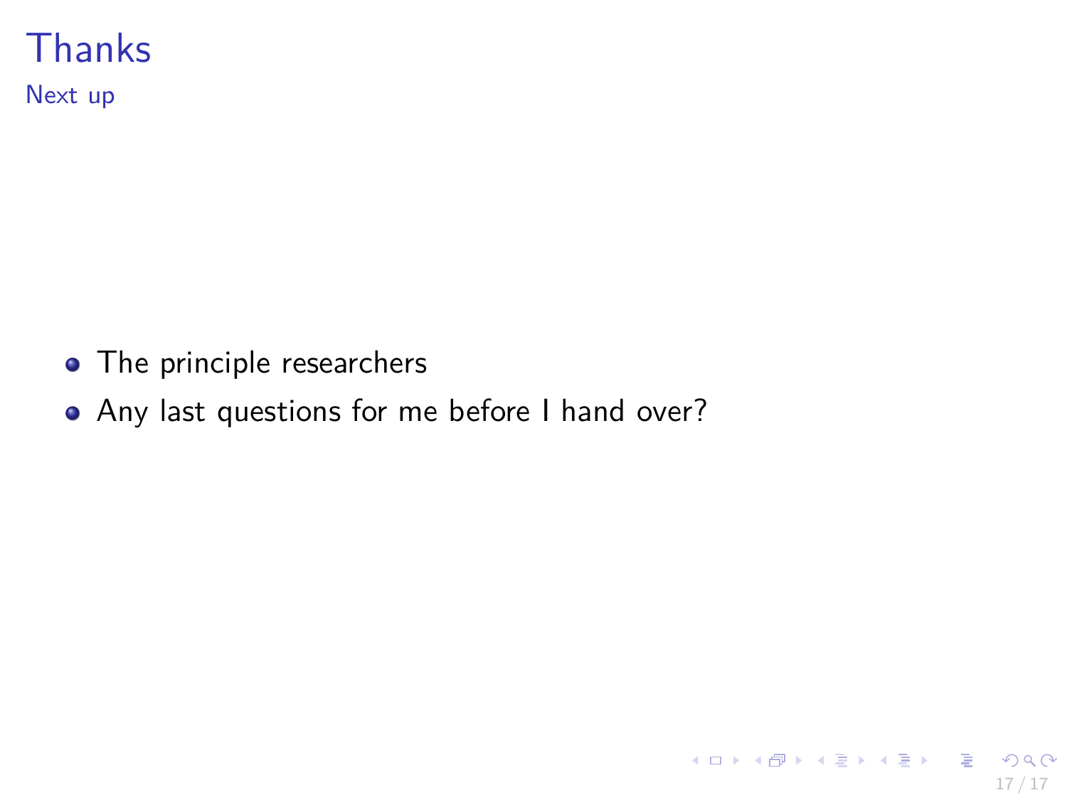# Thanks

## Next up

- The principle researchers
- Any last questions for me before I hand over?